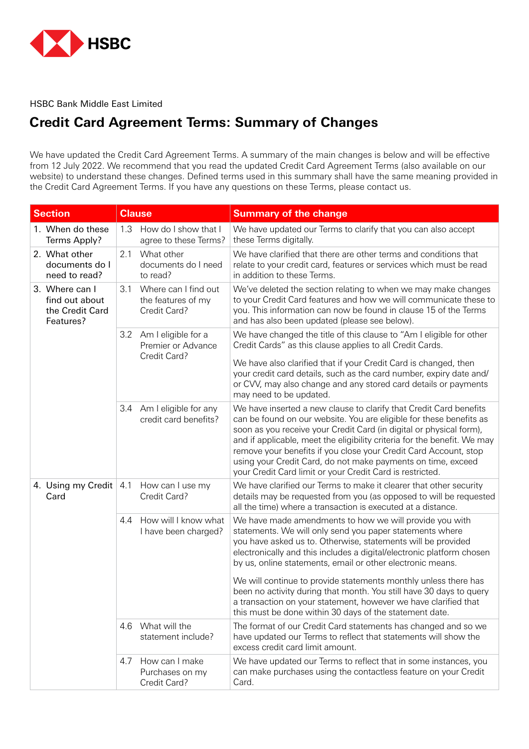HSBC

HSBC Bank Middle East Limited

# Credit Card Agreement Terms: Summary of Changes

We have updated the Credit Card Agreement Terms. A summary of the main changes is below and will be effective from 12 July 2022. We recommend that you read the updated Credit Card Agreement Terms (also available on our website) to understand these changes. Defined terms used in this summary shall have the same meaning provided in the Credit Card Agreement Terms. If you have any questions on these Terms, please contact us.

| Section | Clause | Summary of the change |
|---|---|---|
| 1. When do these Terms Apply? | 1.3 How do I show that I agree to these Terms? | We have updated our Terms to clarify that you can also accept these Terms digitally. |
| 2. What other documents do I need to read? | 2.1 What other documents do I need to read? | We have clarified that there are other terms and conditions that relate to your credit card, features or services which must be read in addition to these Terms. |
| 3. Where can I find out about the Credit Card Features? | 3.1 Where can I find out the features of my Credit Card? | We've deleted the section relating to when we may make changes to your Credit Card features and how we will communicate these to you. This information can now be found in clause 15 of the Terms and has also been updated (please see below). |
| | 3.2 Am I eligible for a Premier or Advance Credit Card? | We have changed the title of this clause to "Am I eligible for other Credit Cards" as this clause applies to all Credit Cards.<br><br>We have also clarified that if your Credit Card is changed, then your credit card details, such as the card number, expiry date and/or CVV, may also change and any stored card details or payments may need to be updated. |
| | 3.4 Am I eligible for any credit card benefits? | We have inserted a new clause to clarify that Credit Card benefits can be found on our website. You are eligible for these benefits as soon as you receive your Credit Card (in digital or physical form), and if applicable, meet the eligibility criteria for the benefit. We may remove your benefits if you close your Credit Card Account, stop using your Credit Card, do not make payments on time, exceed your Credit Card limit or your Credit Card is restricted. |
| 4. Using my Credit Card | 4.1 How can I use my Credit Card? | We have clarified our Terms to make it clearer that other security details may be requested from you (as opposed to will be requested all the time) where a transaction is executed at a distance. |
| | 4.4 How will I know what I have been charged? | We have made amendments to how we will provide you with statements. We will only send you paper statements where you have asked us to. Otherwise, statements will be provided electronically and this includes a digital/electronic platform chosen by us, online statements, email or other electronic means.<br><br>We will continue to provide statements monthly unless there has been no activity during that month. You still have 30 days to query a transaction on your statement, however we have clarified that this must be done within 30 days of the statement date. |
| | 4.6 What will the statement include? | The format of our Credit Card statements has changed and so we have updated our Terms to reflect that statements will show the excess credit card limit amount. |
| | 4.7 How can I make Purchases on my Credit Card? | We have updated our Terms to reflect that in some instances, you can make purchases using the contactless feature on your Credit Card. |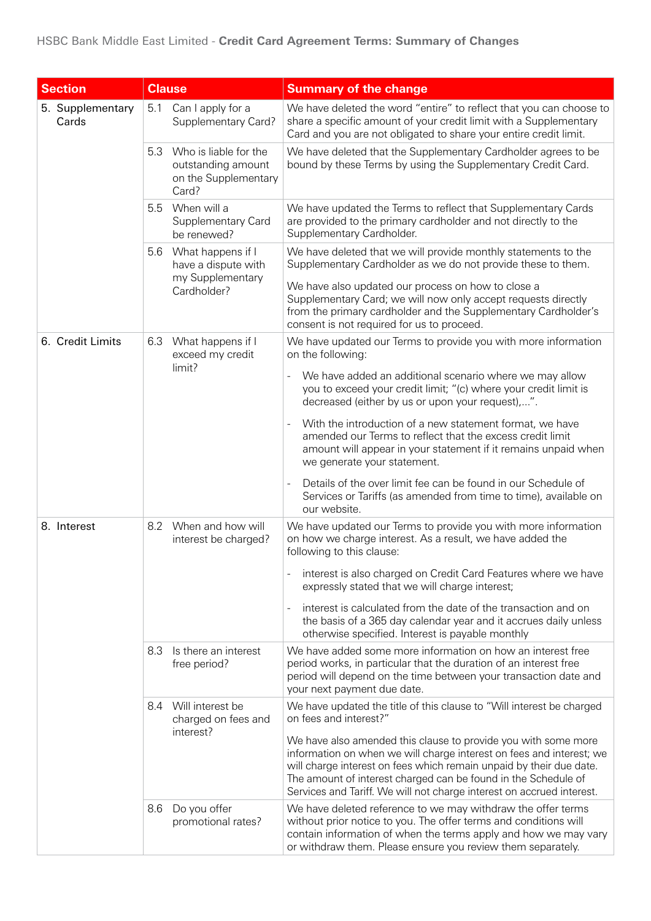| Section | Clause | Summary of the change |
|---|---|---|
| 5. Supplementary Cards | 5.1 Can I apply for a Supplementary Card? | We have deleted the word "entire" to reflect that you can choose to share a specific amount of your credit limit with a Supplementary Card and you are not obligated to share your entire credit limit. |
| | 5.3 Who is liable for the outstanding amount on the Supplementary Card? | We have deleted that the Supplementary Cardholder agrees to be bound by these Terms by using the Supplementary Credit Card. |
| | 5.5 When will a Supplementary Card be renewed? | We have updated the Terms to reflect that Supplementary Cards are provided to the primary cardholder and not directly to the Supplementary Cardholder. |
| | 5.6 What happens if I have a dispute with my Supplementary Cardholder? | We have deleted that we will provide monthly statements to the Supplementary Cardholder as we do not provide these to them.<br><br>We have also updated our process on how to close a Supplementary Card; we will now only accept requests directly from the primary cardholder and the Supplementary Cardholder's consent is not required for us to proceed. |
| 6. Credit Limits | 6.3 What happens if I exceed my credit limit? | We have updated our Terms to provide you with more information on the following:<br><br>- We have added an additional scenario where we may allow you to exceed your credit limit; "(c) where your credit limit is decreased (either by us or upon your request),...".<br><br>- With the introduction of a new statement format, we have amended our Terms to reflect that the excess credit limit amount will appear in your statement if it remains unpaid when we generate your statement.<br><br>- Details of the over limit fee can be found in our Schedule of Services or Tariffs (as amended from time to time), available on our website. |
| 8. Interest | 8.2 When and how will interest be charged? | We have updated our Terms to provide you with more information on how we charge interest. As a result, we have added the following to this clause:<br><br>- interest is also charged on Credit Card Features where we have expressly stated that we will charge interest;<br><br>- interest is calculated from the date of the transaction and on the basis of a 365 day calendar year and it accrues daily unless otherwise specified. Interest is payable monthly |
| | 8.3 Is there an interest free period? | We have added some more information on how an interest free period works, in particular that the duration of an interest free period will depend on the time between your transaction date and your next payment due date. |
| | 8.4 Will interest be charged on fees and interest? | We have updated the title of this clause to "Will interest be charged on fees and interest?"<br><br>We have also amended this clause to provide you with some more information on when we will charge interest on fees and interest; we will charge interest on fees which remain unpaid by their due date. The amount of interest charged can be found in the Schedule of Services and Tariff. We will not charge interest on accrued interest. |
| | 8.6 Do you offer promotional rates? | We have deleted reference to we may withdraw the offer terms without prior notice to you. The offer terms and conditions will contain information of when the terms apply and how we may vary or withdraw them. Please ensure you review them separately. |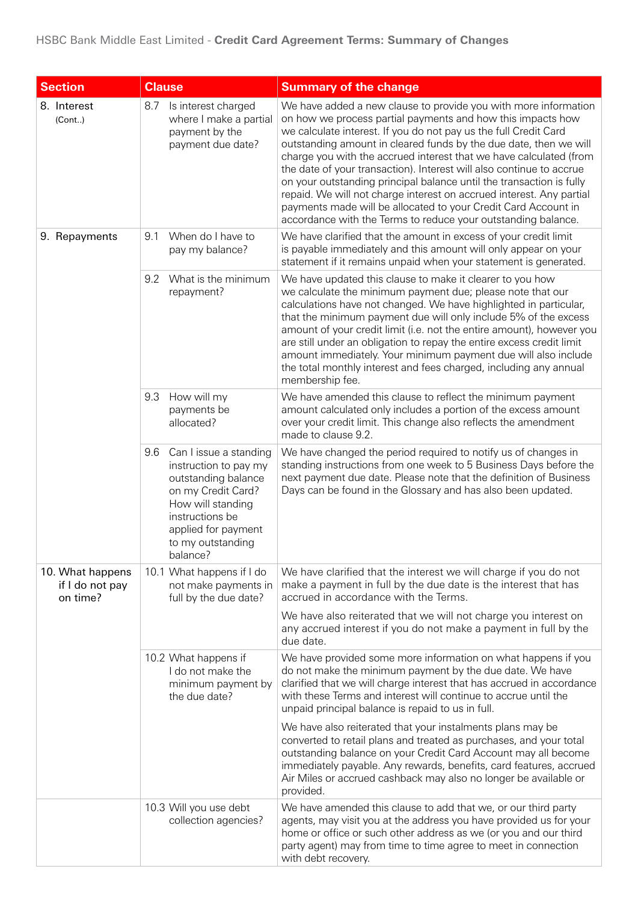| Section | Clause | Summary of the change |
|---|---|---|
| 8. Interest (Cont..) | 8.7 Is interest charged where I make a partial payment by the payment due date? | We have added a new clause to provide you with more information on how we process partial payments and how this impacts how we calculate interest. If you do not pay us the full Credit Card outstanding amount in cleared funds by the due date, then we will charge you with the accrued interest that we have calculated (from the date of your transaction). Interest will also continue to accrue on your outstanding principal balance until the transaction is fully repaid. We will not charge interest on accrued interest. Any partial payments made will be allocated to your Credit Card Account in accordance with the Terms to reduce your outstanding balance. |
| 9. Repayments | 9.1 When do I have to pay my balance? | We have clarified that the amount in excess of your credit limit is payable immediately and this amount will only appear on your statement if it remains unpaid when your statement is generated. |
| | 9.2 What is the minimum repayment? | We have updated this clause to make it clearer to you how we calculate the minimum payment due; please note that our calculations have not changed. We have highlighted in particular, that the minimum payment due will only include 5% of the excess amount of your credit limit (i.e. not the entire amount), however you are still under an obligation to repay the entire excess credit limit amount immediately. Your minimum payment due will also include the total monthly interest and fees charged, including any annual membership fee. |
| | 9.3 How will my payments be allocated? | We have amended this clause to reflect the minimum payment amount calculated only includes a portion of the excess amount over your credit limit. This change also reflects the amendment made to clause 9.2. |
| | 9.6 Can I issue a standing instruction to pay my outstanding balance on my Credit Card? How will standing instructions be applied for payment to my outstanding balance? | We have changed the period required to notify us of changes in standing instructions from one week to 5 Business Days before the next payment due date. Please note that the definition of Business Days can be found in the Glossary and has also been updated. |
| 10. What happens if I do not pay on time? | 10.1 What happens if I do not make payments in full by the due date? | We have clarified that the interest we will charge if you do not make a payment in full by the due date is the interest that has accrued in accordance with the Terms.<br><br>We have also reiterated that we will not charge you interest on any accrued interest if you do not make a payment in full by the due date. |
| | 10.2 What happens if I do not make the minimum payment by the due date? | We have provided some more information on what happens if you do not make the minimum payment by the due date. We have clarified that we will charge interest that has accrued in accordance with these Terms and interest will continue to accrue until the unpaid principal balance is repaid to us in full.<br><br>We have also reiterated that your instalments plans may be converted to retail plans and treated as purchases, and your total outstanding balance on your Credit Card Account may all become immediately payable. Any rewards, benefits, card features, accrued Air Miles or accrued cashback may also no longer be available or provided. |
| | 10.3 Will you use debt collection agencies? | We have amended this clause to add that we, or our third party agents, may visit you at the address you have provided us for your home or office or such other address as we (or you and our third party agent) may from time to time agree to meet in connection with debt recovery. |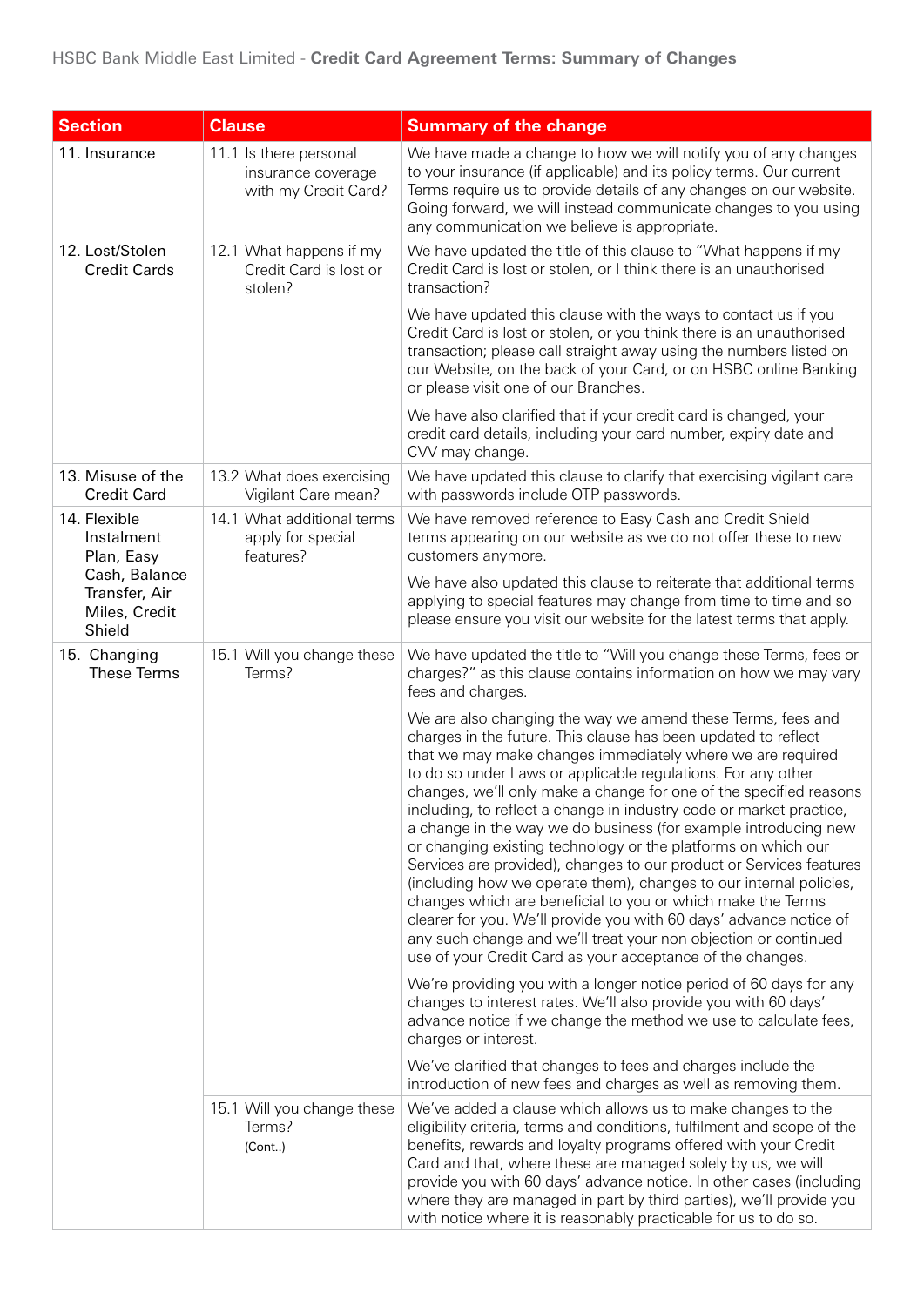| Section | Clause | Summary of the change |
|---|---|---|
| 11. Insurance | 11.1 Is there personal insurance coverage with my Credit Card? | We have made a change to how we will notify you of any changes to your insurance (if applicable) and its policy terms. Our current Terms require us to provide details of any changes on our website. Going forward, we will instead communicate changes to you using any communication we believe is appropriate. |
| 12. Lost/Stolen Credit Cards | 12.1 What happens if my Credit Card is lost or stolen? | We have updated the title of this clause to "What happens if my Credit Card is lost or stolen, or I think there is an unauthorised transaction?<br><br>We have updated this clause with the ways to contact us if you Credit Card is lost or stolen, or you think there is an unauthorised transaction; please call straight away using the numbers listed on our Website, on the back of your Card, or on HSBC online Banking or please visit one of our Branches.<br><br>We have also clarified that if your credit card is changed, your credit card details, including your card number, expiry date and CVV may change. |
| 13. Misuse of the Credit Card | 13.2 What does exercising Vigilant Care mean? | We have updated this clause to clarify that exercising vigilant care with passwords include OTP passwords. |
| 14. Flexible Instalment Plan, Easy Cash, Balance Transfer, Air Miles, Credit Shield | 14.1 What additional terms apply for special features? | We have removed reference to Easy Cash and Credit Shield terms appearing on our website as we do not offer these to new customers anymore.<br><br>We have also updated this clause to reiterate that additional terms applying to special features may change from time to time and so please ensure you visit our website for the latest terms that apply. |
| 15. Changing These Terms | 15.1 Will you change these Terms? | We have updated the title to "Will you change these Terms, fees or charges?" as this clause contains information on how we may vary fees and charges.<br><br>We are also changing the way we amend these Terms, fees and charges in the future. This clause has been updated to reflect that we may make changes immediately where we are required to do so under Laws or applicable regulations. For any other changes, we'll only make a change for one of the specified reasons including, to reflect a change in industry code or market practice, a change in the way we do business (for example introducing new or changing existing technology or the platforms on which our Services are provided), changes to our product or Services features (including how we operate them), changes to our internal policies, changes which are beneficial to you or which make the Terms clearer for you. We'll provide you with 60 days' advance notice of any such change and we'll treat your non objection or continued use of your Credit Card as your acceptance of the changes.<br><br>We're providing you with a longer notice period of 60 days for any changes to interest rates. We'll also provide you with 60 days' advance notice if we change the method we use to calculate fees, charges or interest.<br><br>We've clarified that changes to fees and charges include the introduction of new fees and charges as well as removing them. |
| | 15.1 Will you change these Terms? (Cont..) | We've added a clause which allows us to make changes to the eligibility criteria, terms and conditions, fulfilment and scope of the benefits, rewards and loyalty programs offered with your Credit Card and that, where these are managed solely by us, we will provide you with 60 days' advance notice. In other cases (including where they are managed in part by third parties), we'll provide you with notice where it is reasonably practicable for us to do so. |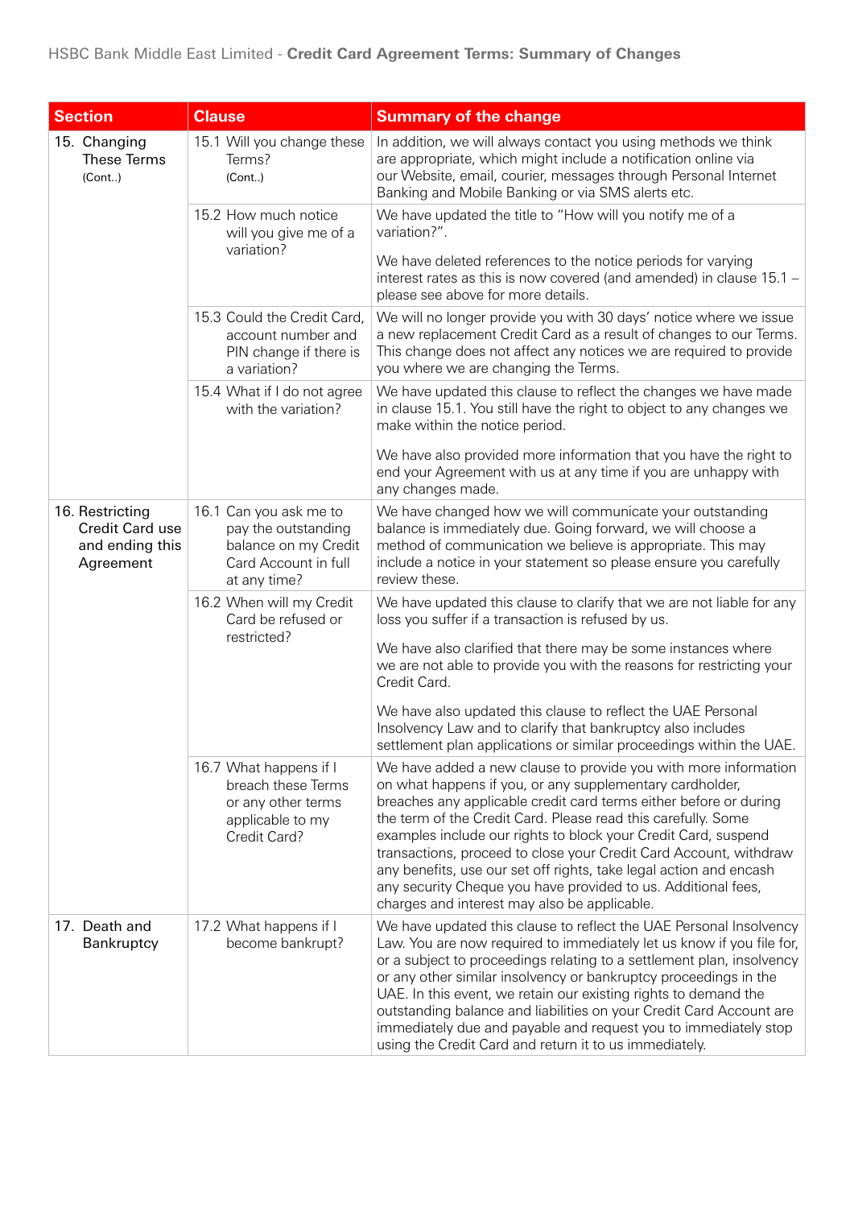| Section | Clause | Summary of the change |
|---|---|---|
| 15. Changing These Terms (Cont..) | 15.1 Will you change these Terms? (Cont..) | In addition, we will always contact you using methods we think are appropriate, which might include a notification online via our Website, email, courier, messages through Personal Internet Banking and Mobile Banking or via SMS alerts etc. |
| | 15.2 How much notice will you give me of a variation? | We have updated the title to "How will you notify me of a variation?".<br><br>We have deleted references to the notice periods for varying interest rates as this is now covered (and amended) in clause 15.1 – please see above for more details. |
| | 15.3 Could the Credit Card, account number and PIN change if there is a variation? | We will no longer provide you with 30 days' notice where we issue a new replacement Credit Card as a result of changes to our Terms. This change does not affect any notices we are required to provide you where we are changing the Terms. |
| | 15.4 What if I do not agree with the variation? | We have updated this clause to reflect the changes we have made in clause 15.1. You still have the right to object to any changes we make within the notice period.<br><br>We have also provided more information that you have the right to end your Agreement with us at any time if you are unhappy with any changes made. |
| 16. Restricting Credit Card use and ending this Agreement | 16.1 Can you ask me to pay the outstanding balance on my Credit Card Account in full at any time? | We have changed how we will communicate your outstanding balance is immediately due. Going forward, we will choose a method of communication we believe is appropriate. This may include a notice in your statement so please ensure you carefully review these. |
| | 16.2 When will my Credit Card be refused or restricted? | We have updated this clause to clarify that we are not liable for any loss you suffer if a transaction is refused by us.<br><br>We have also clarified that there may be some instances where we are not able to provide you with the reasons for restricting your Credit Card.<br><br>We have also updated this clause to reflect the UAE Personal Insolvency Law and to clarify that bankruptcy also includes settlement plan applications or similar proceedings within the UAE. |
| | 16.7 What happens if I breach these Terms or any other terms applicable to my Credit Card? | We have added a new clause to provide you with more information on what happens if you, or any supplementary cardholder, breaches any applicable credit card terms either before or during the term of the Credit Card. Please read this carefully. Some examples include our rights to block your Credit Card, suspend transactions, proceed to close your Credit Card Account, withdraw any benefits, use our set off rights, take legal action and encash any security Cheque you have provided to us. Additional fees, charges and interest may also be applicable. |
| 17. Death and Bankruptcy | 17.2 What happens if I become bankrupt? | We have updated this clause to reflect the UAE Personal Insolvency Law. You are now required to immediately let us know if you file for, or a subject to proceedings relating to a settlement plan, insolvency or any other similar insolvency or bankruptcy proceedings in the UAE. In this event, we retain our existing rights to demand the outstanding balance and liabilities on your Credit Card Account are immediately due and payable and request you to immediately stop using the Credit Card and return it to us immediately. |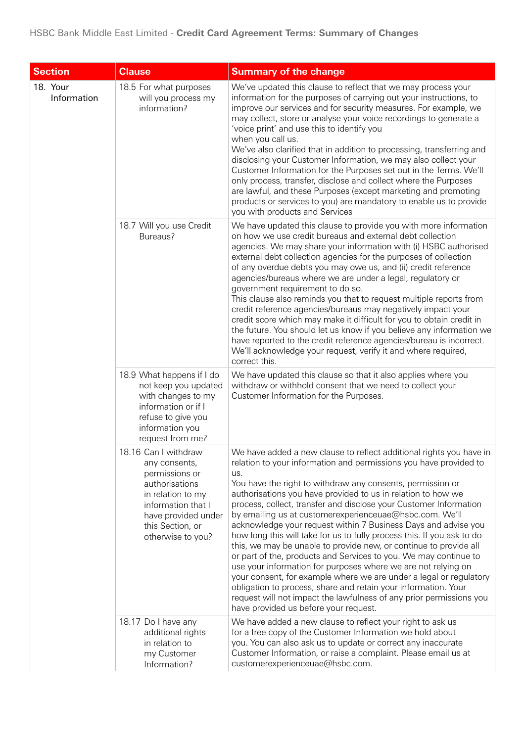| Section | Clause | Summary of the change |
|---|---|---|
| 18. Your Information | 18.5 For what purposes will you process my information? | We've updated this clause to reflect that we may process your information for the purposes of carrying out your instructions, to improve our services and for security measures. For example, we may collect, store or analyse your voice recordings to generate a 'voice print' and use this to identify you when you call us.<br>We've also clarified that in addition to processing, transferring and disclosing your Customer Information, we may also collect your Customer Information for the Purposes set out in the Terms. We'll only process, transfer, disclose and collect where the Purposes are lawful, and these Purposes (except marketing and promoting products or services to you) are mandatory to enable us to provide you with products and Services |
| | 18.7 Will you use Credit Bureaus? | We have updated this clause to provide you with more information on how we use credit bureaus and external debt collection agencies. We may share your information with (i) HSBC authorised external debt collection agencies for the purposes of collection of any overdue debts you may owe us, and (ii) credit reference agencies/bureaus where we are under a legal, regulatory or government requirement to do so.<br>This clause also reminds you that to request multiple reports from credit reference agencies/bureaus may negatively impact your credit score which may make it difficult for you to obtain credit in the future. You should let us know if you believe any information we have reported to the credit reference agencies/bureau is incorrect. We'll acknowledge your request, verify it and where required, correct this. |
| | 18.9 What happens if I do not keep you updated with changes to my information or if I refuse to give you information you request from me? | We have updated this clause so that it also applies where you withdraw or withhold consent that we need to collect your Customer Information for the Purposes. |
| | 18.16 Can I withdraw any consents, permissions or authorisations in relation to my information that I have provided under this Section, or otherwise to you? | We have added a new clause to reflect additional rights you have in relation to your information and permissions you have provided to us.<br>You have the right to withdraw any consents, permission or authorisations you have provided to us in relation to how we process, collect, transfer and disclose your Customer Information by emailing us at customerexperienceuae@hsbc.com. We'll acknowledge your request within 7 Business Days and advise you how long this will take for us to fully process this. If you ask to do this, we may be unable to provide new, or continue to provide all or part of the, products and Services to you. We may continue to use your information for purposes where we are not relying on your consent, for example where we are under a legal or regulatory obligation to process, share and retain your information. Your request will not impact the lawfulness of any prior permissions you have provided us before your request. |
| | 18.17 Do I have any additional rights in relation to my Customer Information? | We have added a new clause to reflect your right to ask us for a free copy of the Customer Information we hold about you. You can also ask us to update or correct any inaccurate Customer Information, or raise a complaint. Please email us at customerexperienceuae@hsbc.com. |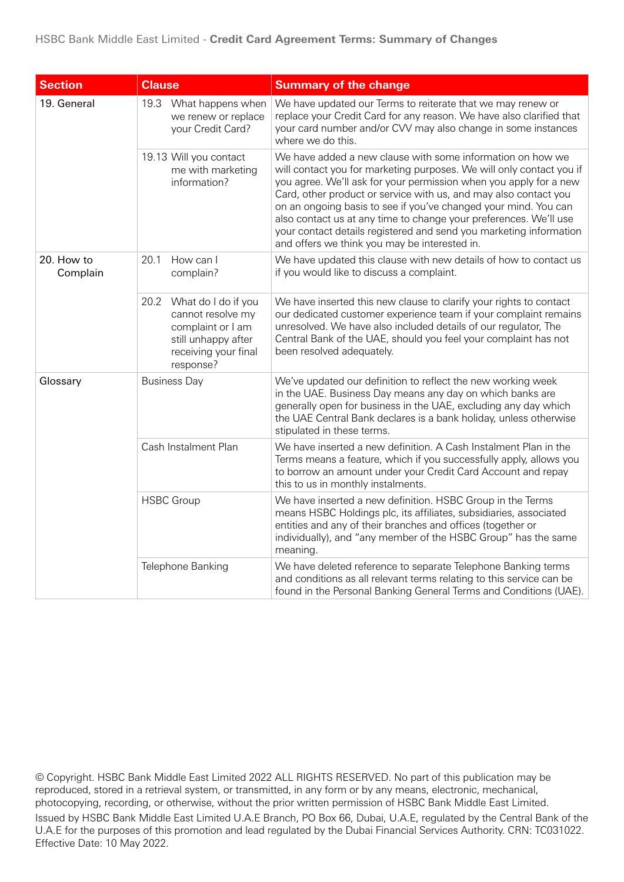| Section | Clause | Summary of the change |
|---|---|---|
| 19. General | 19.3 What happens when we renew or replace your Credit Card? | We have updated our Terms to reiterate that we may renew or replace your Credit Card for any reason. We have also clarified that your card number and/or CVV may also change in some instances where we do this. |
| | 19.13 Will you contact me with marketing information? | We have added a new clause with some information on how we will contact you for marketing purposes. We will only contact you if you agree. We'll ask for your permission when you apply for a new Card, other product or service with us, and may also contact you on an ongoing basis to see if you've changed your mind. You can also contact us at any time to change your preferences. We'll use your contact details registered and send you marketing information and offers we think you may be interested in. |
| 20. How to Complain | 20.1 How can I complain? | We have updated this clause with new details of how to contact us if you would like to discuss a complaint. |
| | 20.2 What do I do if you cannot resolve my complaint or I am still unhappy after receiving your final response? | We have inserted this new clause to clarify your rights to contact our dedicated customer experience team if your complaint remains unresolved. We have also included details of our regulator, The Central Bank of the UAE, should you feel your complaint has not been resolved adequately. |
| Glossary | Business Day | We've updated our definition to reflect the new working week in the UAE. Business Day means any day on which banks are generally open for business in the UAE, excluding any day which the UAE Central Bank declares is a bank holiday, unless otherwise stipulated in these terms. |
| | Cash Instalment Plan | We have inserted a new definition. A Cash Instalment Plan in the Terms means a feature, which if you successfully apply, allows you to borrow an amount under your Credit Card Account and repay this to us in monthly instalments. |
| | HSBC Group | We have inserted a new definition. HSBC Group in the Terms means HSBC Holdings plc, its affiliates, subsidiaries, associated entities and any of their branches and offices (together or individually), and "any member of the HSBC Group" has the same meaning. |
| | Telephone Banking | We have deleted reference to separate Telephone Banking terms and conditions as all relevant terms relating to this service can be found in the Personal Banking General Terms and Conditions (UAE). |

© Copyright. HSBC Bank Middle East Limited 2022 ALL RIGHTS RESERVED. No part of this publication may be reproduced, stored in a retrieval system, or transmitted, in any form or by any means, electronic, mechanical, photocopying, recording, or otherwise, without the prior written permission of HSBC Bank Middle East Limited.

Issued by HSBC Bank Middle East Limited U.A.E Branch, PO Box 66, Dubai, U.A.E, regulated by the Central Bank of the U.A.E for the purposes of this promotion and lead regulated by the Dubai Financial Services Authority. CRN: TC031022. Effective Date: 10 May 2022.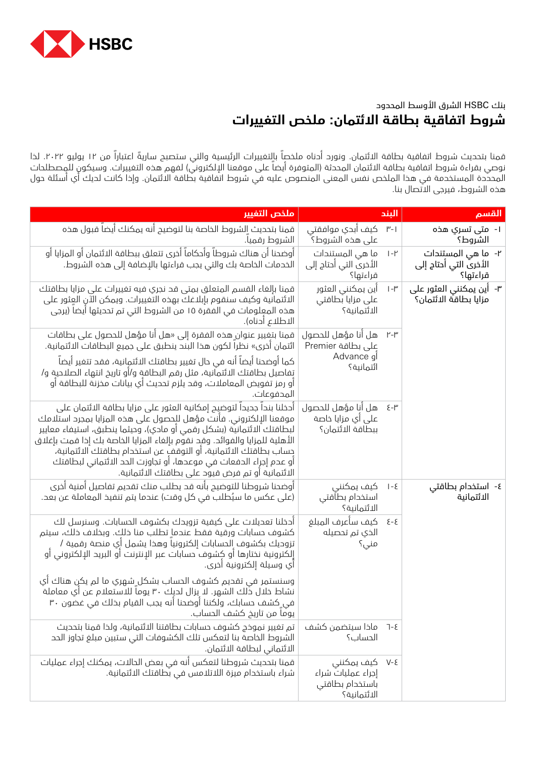HSBC

بنك HSBC الشرق الأوسط المحدود

# شروط اتفاقية بطاقة الائتمان: ملخص التغييرات

قمنا بتحديث شروط اتفاقية بطاقة الائتمان. ونورد أدناه ملخصاً بالتغييرات الرئيسية والتي ستصبح ساريةً اعتباراً من ١٢ يوليو ٢٠٢٢. لذا نوصي بقراءة شروط اتفاقية بطاقة الائتمان المحدثة (المتوفرة أيضاً على موقعنا الإلكتروني) لفهم هذه التغييرات. وسيكون للمصطلحات المحددة المستخدمة في هذا الملخص نفس المعنى المنصوص عليه في شروط اتفاقية بطاقة الائتمان. وإذا كانت لديك أي أسئلة حول هذه الشروط، فيرجى الاتصال بنا.

| القسم | البند | ملخص التغيير |
|---|---|---|
| ١- متى تسري هذه الشروط؟ | ٣-١ كيف أبدي موافقتي على هذه الشروط؟ | قمنا بتحديث الشروط الخاصة بنا لتوضيح أنه يمكنك أيضاً قبول هذه الشروط رقمياً. |
| ٢- ما هي المستندات الأخرى التي أحتاج إلى قراءتها؟ | ٢-١ ما هي المستندات الأخرى التي أحتاج إلى قراءتها؟ | أوضحنا أن هناك شروطاً وأحكاماً أخرى تتعلق ببطاقة الائتمان أو المزايا أو الخدمات الخاصة بك والتي يجب قراءتها بالإضافة إلى هذه الشروط. |
| ٣- أين يمكنني العثور على مزايا بطاقة الائتمان؟ | ٣-١ أين يمكنني العثور على مزايا بطاقتي الائتمانية؟ | قمنا بإلغاء القسم المتعلق بمتى قد نجري فيه تغييرات على مزايا بطاقتك الائتمانية وكيف سنقوم بإبلاغك بهذه التغييرات. ويمكن الآن العثور على هذه المعلومات في الفقرة ١٥ من الشروط التي تم تحديثها أيضاً (يرجى الاطلاع أدناه). |
| | ٣-٢ هل أنا مؤهل للحصول على بطاقة Premier أو Advance ائتمانية؟ | قمنا بتغيير عنوان هذه الفقرة إلى «هل أنا مؤهل للحصول على بطاقات ائتمان أخرى» نظراً لكون هذا البند ينطبق على جميع البطاقات الائتمانية.<br>كما أوضحنا أيضاً أنه في حال تغيير بطاقتك الائتمانية، فقد تتغير أيضاً تفاصيل بطاقتك الائتمانية، مثل رقم البطاقة و/أو تاريخ انتهاء الصلاحية و/ أو رمز تفويض المعاملات، وقد يلزم تحديث أي بيانات مخزنة للبطاقة أو المدفوعات. |
| | ٣-٤ هل أنا مؤهل للحصول على أي مزايا خاصة ببطاقة الائتمان؟ | أدخلنا بنداً جديداً لتوضيح إمكانية العثور على مزايا بطاقة الائتمان على موقعنا الإلكتروني. فأنت مؤهل للحصول على هذه المزايا بمجرد استلامك لبطاقتك الائتمانية (بشكل رقمي أو مادي)، وحيثما ينطبق، استيفاء معايير الأهلية للمزايا والفوائد. وقد نقوم بإلغاء المزايا الخاصة بك إذا قمت بإغلاق حساب بطاقتك الائتمانية، أو التوقف عن استخدام بطاقتك الائتمانية، أو عدم إجراء الدفعات في موعدها، أو تجاوزت الحد الائتماني لبطاقتك الائتمانية أو تم فرض قيود على بطاقتك الائتمانية. |
| ٤- استخدام بطاقتي الائتمانية | ٤-١ كيف يمكنني استخدام بطاقتي الائتمانية؟ | أوضحنا شروطنا للتوضيح بأنه قد يطلب منك تقديم تفاصيل أمنية أخرى (على عكس ما سيُطلب في كل وقت) عندما يتم تنفيذ المعاملة عن بعد. |
| | ٤-٤ كيف سأعرف المبلغ الذي تم تحصيله مني؟ | أدخلنا تعديلات على كيفية تزويدك بكشوف الحسابات. وسنرسل لك كشوف حسابات ورقية فقط عندما تطلب منا ذلك. وبخلاف ذلك، سيتم تزويدك بكشوف الحسابات إلكترونياً وهذا يشمل أي منصة رقمية / إلكترونية نختارها أو كشوف حسابات عبر الإنترنت أو البريد الإلكتروني أو أي وسيلة إلكترونية أخرى.<br>وسنستمر في تقديم كشوف الحساب بشكل شهري ما لم يكن هناك أي نشاط خلال ذلك الشهر. لا يزال لديك ٣٠ يوماً للاستعلام عن أي معاملة في كشف حسابك، ولكننا أوضحنا أنه يجب القيام بذلك في غضون ٣٠ يوماً من تاريخ كشف الحساب. |
| | ٤-٦ ماذا سيتضمن كشف الحساب؟ | تم تغيير نموذج كشوف حسابات بطاقتنا الائتمانية، ولذا قمنا بتحديث الشروط الخاصة بنا لتعكس تلك الكشوفات التي ستبين مبلغ تجاوز الحد الائتماني لبطاقة الائتمان. |
| | ٤-٧ كيف يمكنني إجراء عمليات شراء باستخدام بطاقتي الائتمانية؟ | قمنا بتحديث شروطنا لتعكس أنه في بعض الحالات، يمكنك إجراء عمليات شراء باستخدام ميزة اللاتلامس في بطاقتك الائتمانية. |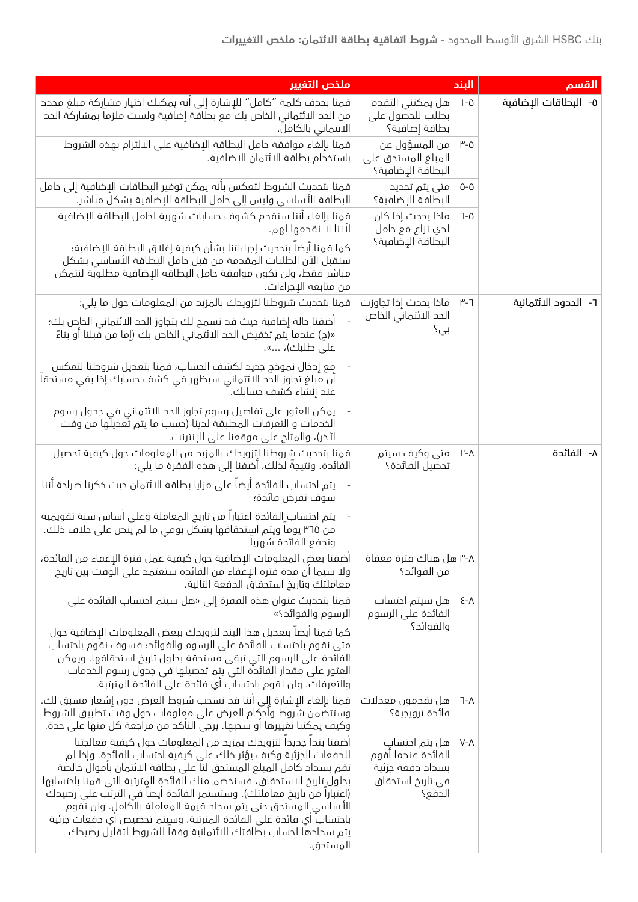| القسم | البند | ملخص التغيير |
|---|---|---|
| ٥- البطاقات الإضافية | ٥-١ هل يمكنني التقدم بطلب للحصول على بطاقة إضافية؟ | قمنا بحذف كلمة "كامل" للإشارة إلى أنه يمكنك اختيار مشاركة مبلغ محدد من الحد الائتماني الخاص بك مع بطاقة إضافية ولست ملزماً بمشاركة الحد الائتماني بالكامل. |
| | ٥-٣ من المسؤول عن المبلغ المستحق على البطاقة الإضافية؟ | قمنا بإلغاء موافقة حامل البطاقة الإضافية على الالتزام بهذه الشروط باستخدام بطاقة الائتمان الإضافية. |
| | ٥-٥ متى يتم تجديد البطاقة الإضافية؟ | قمنا بتحديث الشروط لتعكس بأنه يمكن توفير البطاقات الإضافية إلى حامل البطاقة الأساسي وليس إلى حامل البطاقة الإضافية بشكل مباشر. |
| | ٥-٦ ماذا يحدث إذا كان لدي نزاع مع حامل البطاقة الإضافية؟ | قمنا بإلغاء أننا سنقدم كشوف حسابات شهرية لحامل البطاقة الإضافية لأننا لا نقدمها لهم.<br><br>كما قمنا أيضاً بتحديث إجراءاتنا بشأن كيفية إغلاق البطاقة الإضافية؛ سنقبل الآن الطلبات المقدمة من قبل حامل البطاقة الأساسي بشكل مباشر فقط، ولن تكون موافقة حامل البطاقة الإضافية مطلوبة لنتمكن من متابعة الإجراءات. |
| ٦- الحدود الائتمانية | ٦-٣ ماذا يحدث إذا تجاوزت الحد الائتماني الخاص بي؟ | قمنا بتحديث شروطنا لتزويدك بالمزيد من المعلومات حول ما يلي:<br><br>- أضفنا حالة إضافية حيث قد نسمح لك بتجاوز الحد الائتماني الخاص بك؛ «(ج) عندما يتم تخفيض الحد الائتماني الخاص بك (إما من قبلنا أو بناءً على طلبك)، ...».<br><br>- مع إدخال نموذج جديد لكشف الحساب، قمنا بتعديل شروطنا لتعكس أن مبلغ تجاوز الحد الائتماني سيظهر في كشف حسابك إذا بقي مستحقاً عند إنشاء كشف حسابك.<br><br>- يمكن العثور على تفاصيل رسوم تجاوز الحد الائتماني في جدول رسوم الخدمات و التعرفات المطبقة لدينا (حسب ما يتم تعديلها من وقت لآخر)، والمتاح على موقعنا على الإنترنت. |
| ٨- الفائدة | ٨-٢ متى وكيف سيتم تحصيل الفائدة؟ | قمنا بتحديث شروطنا لتزويدك بالمزيد من المعلومات حول كيفية تحصيل الفائدة. ونتيجةً لذلك، أضفنا إلى هذه الفقرة ما يلي:<br><br>- يتم احتساب الفائدة أيضاً على مزايا بطاقة الائتمان حيث ذكرنا صراحة أننا سوف نفرض فائدة؛<br><br>- يتم احتساب الفائدة اعتباراً من تاريخ المعاملة وعلى أساس سنة تقويمية من ٣٦٥ يوماً ويتم استحقاقها بشكل يومي ما لم ينص على خلاف ذلك. وتدفع الفائدة شهرياً. |
| | ٨-٣ هل هناك فترة معفاة من الفوائد؟ | أضفنا بعض المعلومات الإضافية حول كيفية عمل فترة الإعفاء من الفائدة، ولا سيما أن مدة فترة الإعفاء من الفائدة ستعتمد على الوقت بين تاريخ معاملتك وتاريخ استحقاق الدفعة التالية. |
| | ٨-٤ هل سيتم احتساب الفائدة على الرسوم والفوائد؟ | قمنا بتحديث عنوان هذه الفقرة إلى «هل سيتم احتساب الفائدة على الرسوم والفوائد؟»<br><br>كما قمنا أيضاً بتعديل هذا البند لتزويدك ببعض المعلومات الإضافية حول متى نقوم باحتساب الفائدة على الرسوم والفوائد؛ فسوف نقوم باحتساب الفائدة على الرسوم التي تبقى مستحقة بحلول تاريخ استحقاقها. ويمكن العثور على مقدار الفائدة التي يتم تحصيلها في جدول رسوم الخدمات والتعرفات. ولن نقوم باحتساب أي فائدة على الفائدة المترتبة. |
| | ٨-٦ هل تقدمون معدلات فائدة ترويجية؟ | قمنا بإلغاء الإشارة إلى أننا قد نسحب شروط العرض دون إشعار مسبق لك. وستتضمن شروط وأحكام العرض على معلومات حول وقت تطبيق الشروط وكيف يمكننا تغييرها أو سحبها. يرجى التأكد من مراجعة كل منها على حدة. |
| | ٨-٧ هل يتم احتساب الفائدة عندما أقوم بسداد دفعة جزئية في تاريخ استحقاق الدفع؟ | أضفنا بنداً جديداً لتزويدك بمزيد من المعلومات حول كيفية معالجتنا للدفعات الجزئية وكيف يؤثر ذلك على كيفية احتساب الفائدة. وإذا لم تقم بسداد كامل المبلغ المستحق لنا على بطاقة الائتمان بأموال خالصة بحلول تاريخ الاستحقاق، فسنخصم منك الفائدة المترتبة التي قمنا باحتسابها (اعتباراً من تاريخ معاملتك). وستستمر الفائدة أيضاً في الترتب على رصيدك الأساسي المستحق حتى يتم سداد قيمة المعاملة بالكامل. ولن نقوم باحتساب أي فائدة على الفائدة المترتبة. وسيتم تخصيص أي دفعات جزئية يتم سدادها لحساب بطاقتك الائتمانية وفقاً للشروط لتقليل رصيدك المستحق. |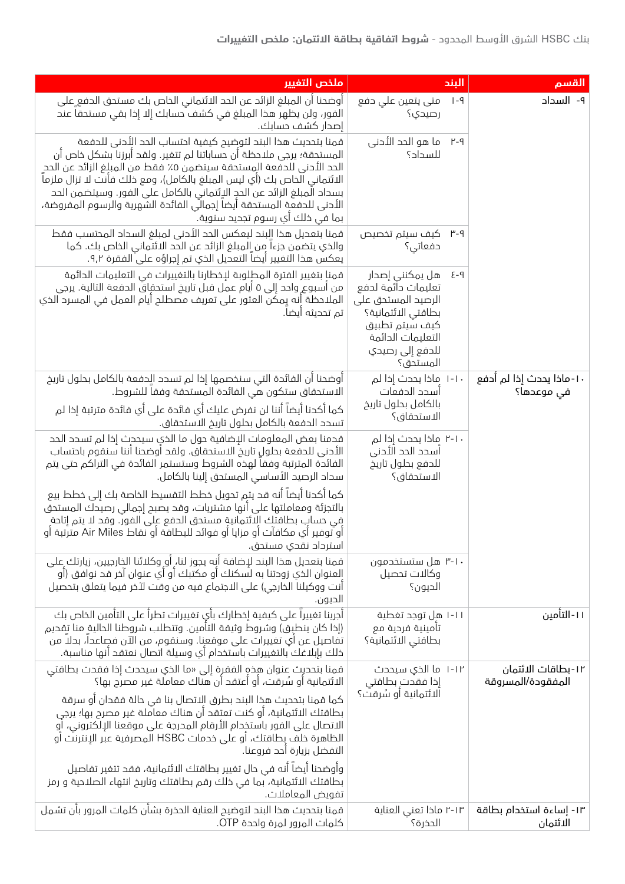| القسم | البند | ملخص التغيير |
|---|---|---|
| ٩- السداد | ٩-١ متى يتعين علي دفع رصيدي؟ | أوضحنا أن المبلغ الزائد عن الحد الائتماني الخاص بك مستحق الدفع على الفور، ولن يظهر هذا المبلغ في كشف حسابك إلا إذا بقي مستحقاً عند إصدار كشف حسابك. |
| | ٩-٢ ما هو الحد الأدنى للسداد؟ | قمنا بتحديث هذا البند لتوضيح كيفية احتساب الحد الأدنى للدفعة المستحقة؛ يرجى ملاحظة أن حساباتنا لم تتغير. ولقد أبرزنا بشكل خاص أن الحد الأدنى للدفعة المستحقة سيتضمن ٥٪ فقط من المبلغ الزائد عن الحد الائتماني الخاص بك (أي ليس المبلغ بالكامل)، ومع ذلك فأنت لا تزال ملزماً بسداد المبلغ الزائد عن الحد الائتماني بالكامل على الفور. وسيتضمن الحد الأدنى للدفعة المستحقة أيضاً إجمالي الفائدة الشهرية والرسوم المفروضة، بما في ذلك أي رسوم تجديد سنوية. |
| | ٩-٣ كيف سيتم تخصيص دفعاتي؟ | قمنا بتعديل هذا البند ليعكس الحد الأدنى لمبلغ السداد المحتسب فقط والذي يتضمن جزءاً من المبلغ الزائد عن الحد الائتماني الخاص بك. كما يعكس هذا التغيير أيضاً التعديل الذي تم إجراؤه على الفقرة ٩,٢. |
| | ٩-٤ هل يمكنني إصدار تعليمات دائمة لدفع الرصيد المستحق على بطاقتي الائتمانية؟ كيف سيتم تطبيق التعليمات الدائمة للدفع إلى رصيدي المستحق؟ | قمنا بتغيير الفترة المطلوبة لإخطارنا بالتغييرات في التعليمات الدائمة من أسبوع واحد إلى ٥ أيام عمل قبل تاريخ استحقاق الدفعة التالية. يرجى الملاحظة أنه يمكن العثور على تعريف مصطلح أيام العمل في المسرد الذي تم تحديثه أيضاً. |
| ١٠-ماذا يحدث إذا لم أدفع في موعدها؟ | ١٠-١ ماذا يحدث إذا لم أسدد الدفعات بالكامل بحلول تاريخ الاستحقاق؟ | أوضحنا أن الفائدة التي سنخصمها إذا لم تسدد الدفعة بالكامل بحلول تاريخ الاستحقاق ستكون هي الفائدة المستحقة وفقاً للشروط.<br><br>كما أكدنا أيضاً أننا لن نفرض عليك أي فائدة على أي فائدة مترتبة إذا لم تسدد الدفعة بالكامل بحلول تاريخ الاستحقاق. |
| | ١٠-٢ ماذا يحدث إذا لم أسدد الحد الأدنى للدفع بحلول تاريخ الاستحقاق؟ | قدمنا بعض المعلومات الإضافية حول ما الذي سيحدث إذا لم تسدد الحد الأدنى للدفعة بحلول تاريخ الاستحقاق. ولقد أوضحنا أننا سنقوم باحتساب الفائدة المترتبة وفقاً لهذه الشروط وستستمر الفائدة في التراكم حتى يتم سداد الرصيد الأساسي المستحق إلينا بالكامل.<br><br>كما أكدنا أيضاً أنه قد يتم تحويل خطط التقسيط الخاصة بك إلى خطط بيع بالتجزئة ومعاملتها على أنها مشتريات، وقد يصبح إجمالي رصيدك المستحق في حساب بطاقتك الائتمانية مستحق الدفع على الفور. وقد لا يتم إتاحة أو توفير أي مكافآت أو مزايا أو فوائد للبطاقة أو نقاط Air Miles مترتبة أو استرداد نقدي مستحق. |
| | ١٠-٣ هل ستستخدمون وكالات تحصيل الديون؟ | قمنا بتعديل هذا البند لإضافة أنه يجوز لنا، أو وكلائنا الخارجيين، زيارتك على العنوان الذي زودتنا به لسكنك أو مكتبك أو أي عنوان آخر قد نوافق (أو أنت ووكيلنا الخارجي) على الاجتماع فيه من وقت لآخر فيما يتعلق بتحصيل الديون. |
| ١١-التأمين | ١١-١ هل توجد تغطية تأمينية فردية مع بطاقتي الائتمانية؟ | أجرينا تغييراً على كيفية إخطارك بأي تغييرات تطرأ على التأمين الخاص بك (إذا كان ينطبق) وشروط وثيقة التأمين. وتتطلب شروطنا الحالية منا تقديم تفاصيل عن أي تغييرات على موقعنا. وسنقوم، من الآن فصاعداً، بدلاً من ذلك بإبلاغك بالتغييرات باستخدام أي وسيلة اتصال نعتقد أنها مناسبة. |
| ١٢-بطاقات الائتمان المفقودة/المسروقة | ١٢-١ ما الذي سيحدث إذا فقدت بطاقتي الائتمانية أو سُرقت؟ | قمنا بتحديث عنوان هذه الفقرة إلى «ما الذي سيحدث إذا فقدت بطاقتي الائتمانية أو سُرقت، أو أعتقد أن هناك معاملة غير مصرح بها؟<br><br>كما قمنا بتحديث هذا البند بطرق الاتصال بنا في حالة فقدان أو سرقة بطاقتك الائتمانية، أو كنت تعتقد أن هناك معاملة غير مصرح بها؛ يرجى الاتصال على الفور باستخدام الأرقام المدرجة على موقعنا الإلكتروني، أو الظاهرة خلف بطاقتك، أو على خدمات HSBC المصرفية عبر الإنترنت أو التفضل بزيارة أحد فروعنا.<br><br>وأوضحنا أيضاً أنه في حال تغيير بطاقتك الائتمانية، فقد تتغير تفاصيل بطاقتك الائتمانية، بما في ذلك رقم بطاقتك وتاريخ انتهاء الصلاحية ورمز تفويض المعاملات. |
| ١٣- إساءة استخدام بطاقة الائتمان | ١٣-٢ ماذا تعني العناية الحذرة؟ | قمنا بتحديث هذا البند لتوضيح العناية الحذرة بشأن كلمات المرور بأن تشمل كلمات المرور لمرة واحدة OTP. |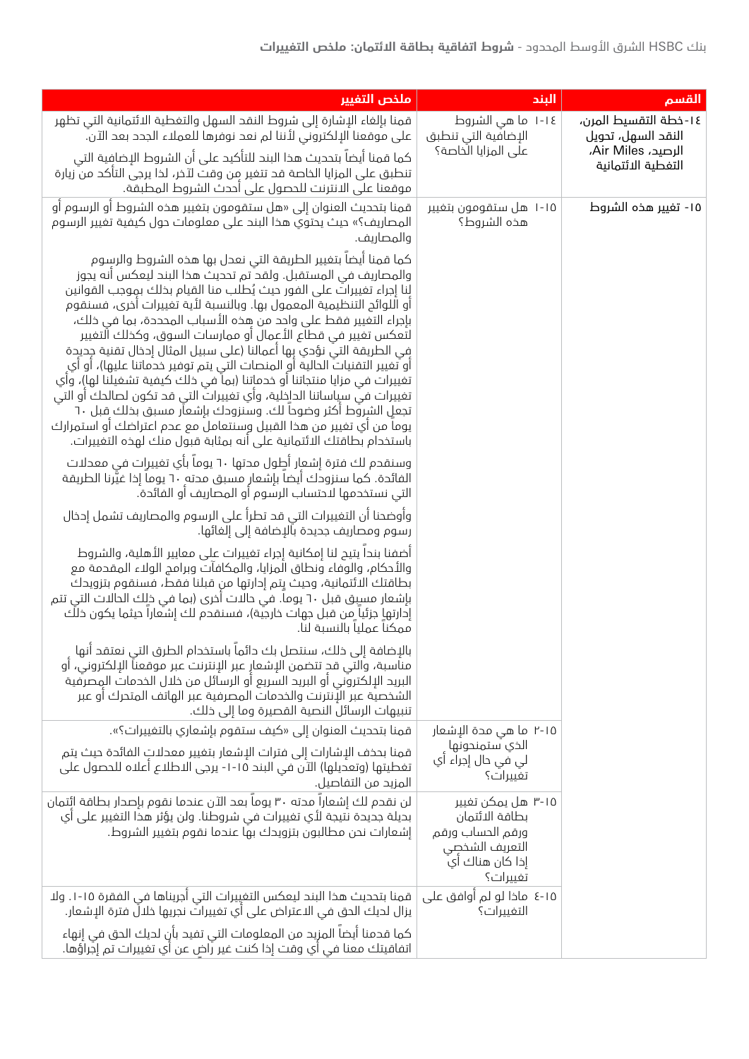| القسم | البند | ملخص التغيير |
|---|---|---|
| ١٤-خطة التقسيط المرن، النقد السهل، تحويل الرصيد، Air Miles، التغطية الائتمانية | ١٤-١ ما هي الشروط الإضافية التي تنطبق على المزايا الخاصة؟ | قمنا بإلغاء الإشارة إلى شروط النقد السهل والتغطية الائتمانية التي تظهر على موقعنا الإلكتروني لأننا لم نعد نوفرها للعملاء الجدد بعد الآن.<br><br>كما قمنا أيضاً بتحديث هذا البند للتأكيد على أن الشروط الإضافية التي تنطبق على المزايا الخاصة قد تتغير من وقت لآخر، لذا يرجى التأكد من زيارة موقعنا على الانترنت للحصول على أحدث الشروط المطبقة. |
| ١٥- تغيير هذه الشروط | ١٥-١ هل ستقومون بتغيير هذه الشروط؟ | قمنا بتحديث العنوان إلى «هل ستقومون بتغيير هذه الشروط أو الرسوم أو المصاريف؟» حيث يحتوي هذا البند على معلومات حول كيفية تغيير الرسوم والمصاريف.<br><br>كما قمنا أيضاً بتغيير الطريقة التي نعدل بها هذه الشروط والرسوم والمصاريف في المستقبل. ولقد تم تحديث هذا البند ليعكس أنه يجوز لنا إجراء تغييرات على الفور حيث يُطلب منا القيام بذلك بموجب القوانين أو اللوائح التنظيمية المعمول بها. وبالنسبة لأية تغييرات أخرى، فسنقوم بإجراء التغيير فقط على واحد من هذه الأسباب المحددة، بما في ذلك، لتعكس تغيير في قطاع الأعمال أو ممارسات السوق، وكذلك التغيير في الطريقة التي نؤدي بها أعمالنا (على سبيل المثال إدخال تقنية جديدة أو تغيير التقنيات الحالية أو المنصات التي يتم توفير خدماتنا عليها)، أو أي تغييرات في مزايا منتجاتنا أو خدماتنا (بما في ذلك كيفية تشغيلنا لها)، وأي تغييرات في سياساتنا الداخلية، وأي تغييرات التي قد تكون لصالحك أو التي تجعل الشروط أكثر وضوحاً لك. وسنزودك بإشعار مسبق بذلك قبل ٦٠ يوماً من أي تغيير من هذا القبيل وسنتعامل مع عدم اعتراضك أو استمرارك باستخدام بطاقتك الائتمانية على أنه بمثابة قبول منك لهذه التغييرات.<br><br>وسنقدم لك فترة إشعار أطول مدتها ٦٠ يوماً بأي تغييرات في معدلات الفائدة. كما سنزودك أيضاً بإشعار مسبق مدته ٦٠ يوماً إذا غيّرنا الطريقة التي نستخدمها لاحتساب الرسوم أو المصاريف أو الفائدة.<br><br>وأوضحنا أن التغييرات التي قد تطرأ على الرسوم والمصاريف تشمل إدخال رسوم ومصاريف جديدة بالإضافة إلى إلغائها.<br><br>أضفنا بنداً يتيح لنا إمكانية إجراء تغييرات على معايير الأهلية، والشروط والأحكام، والوفاء ونطاق المزايا، والمكافآت وبرامج الولاء المقدمة مع بطاقتك الائتمانية، وحيث يتم إدارتها من قبلنا فقط، فسنقوم بتزويدك بإشعار مسبق قبل ٦٠ يوماً. في حالات أخرى (بما في ذلك الحالات التي تتم إدارتها جزئياً من قبل جهات خارجية)، فسنقدم لك إشعاراً حيثما يكون ذلك ممكناً عملياً بالنسبة لنا.<br><br>بالإضافة إلى ذلك، سنتصل بك دائماً باستخدام الطرق التي نعتقد أنها مناسبة، والتي قد تتضمن الإشعار عبر الإنترنت عبر موقعنا الإلكتروني، أو البريد الإلكتروني أو البريد السريع أو الرسائل من خلال الخدمات المصرفية الشخصية عبر الإنترنت والخدمات المصرفية عبر الهاتف المتحرك أو عبر تنبيهات الرسائل النصية القصيرة وما إلى ذلك. |
| | ١٥-٢ ما هي مدة الإشعار الذي ستمنحونها لي في حال إجراء أي تغييرات؟ | قمنا بتحديث العنوان إلى «كيف ستقوم بإشعاري بالتغييرات؟».<br><br>قمنا بحذف الإشارات إلى فترات الإشعار بتغيير معدلات الفائدة حيث يتم تغطيتها (وتعديلها) الآن في البند ١٥-١- يرجى الاطلاع أعلاه للحصول على المزيد من التفاصيل. |
| | ١٥-٣ هل يمكن تغيير بطاقة الائتمان ورقم الحساب ورقم التعريف الشخصي إذا كان هناك أي تغييرات؟ | لن نقدم لك إشعاراً مدته ٣٠ يوماً بعد الآن عندما نقوم بإصدار بطاقة ائتمان بديلة جديدة نتيجة لأي تغييرات في شروطنا. ولن يؤثر هذا التغيير على أي إشعارات نحن مطالبون بتزويدك بها عندما نقوم بتغيير الشروط. |
| | ١٥-٤ ماذا لو لم أوافق على التغييرات؟ | قمنا بتحديث هذا البند ليعكس التغييرات التي أجريناها في الفقرة ١٥-١. ولا يزال لديك الحق في الاعتراض على أي تغييرات نجريها خلال فترة الإشعار.<br><br>كما قدمنا أيضاً المزيد من المعلومات التي تفيد بأن لديك الحق في إنهاء اتفاقيتك معنا في أي وقت إذا كنت غير راضٍ عن أي تغييرات تم إجراؤها. |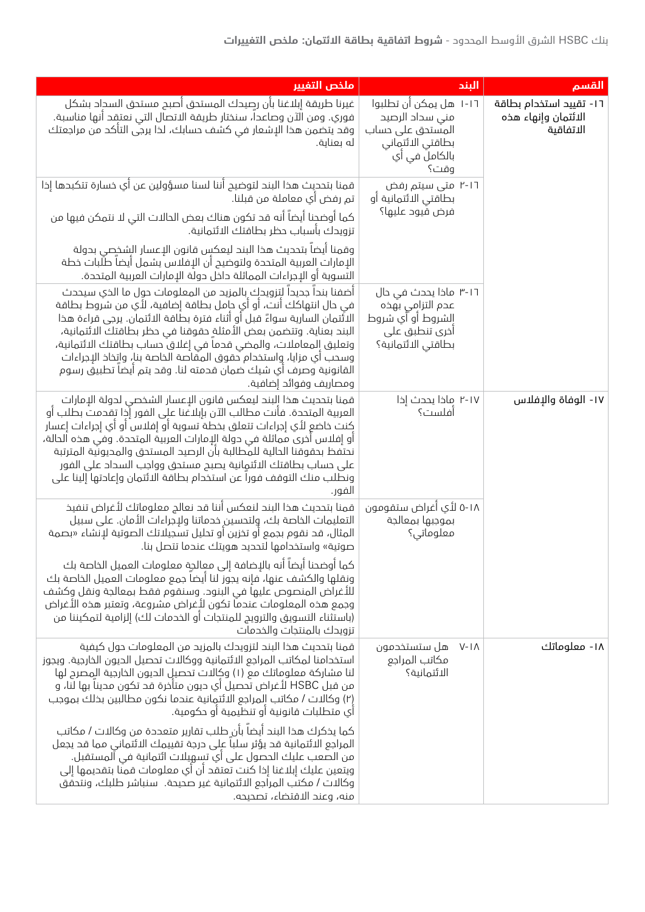بنك HSBC الشرق الأوسط المحدود - **شروط اتفاقية بطاقة الائتمان: ملخص التغييرات**

| القسم | البند | ملخص التغيير |
|---|---|---|
| ١٦- تقييد استخدام بطاقة الائتمان وإنهاء هذه الاتفاقية | ١٦-١ هل يمكن أن تطلبوا مني سداد الرصيد المستحق على حساب بطاقتي الائتماني بالكامل في أي وقت؟ | غيرنا طريقة إبلاغنا بأن رصيدك المستحق أصبح مستحق السداد بشكل فوري. ومن الآن وصاعداً، سنختار طريقة الاتصال التي نعتقد أنها مناسبة. وقد يتضمن هذا الإشعار في كشف حسابك، لذا يرجى التأكد من مراجعتك له بعناية. |
| | ١٦-٢ متى سيتم رفض بطاقتي الائتمانية أو فرض قيود عليها؟ | قمنا بتحديث هذا البند لتوضيح أننا لسنا مسؤولين عن أي خسارة تتكبدها إذا تم رفض أي معاملة من قبلنا. كما أوضحنا أيضاً أنه قد تكون هناك بعض الحالات التي لا نتمكن فيها من تزويدك بأسباب حظر بطاقتك الائتمانية. وقمنا أيضاً بتحديث هذا البند ليعكس قانون الإعسار الشخصي بدولة الإمارات العربية المتحدة ولتوضيح أن الإفلاس يشمل أيضاً طلبات خطة التسوية أو الإجراءات المماثلة داخل دولة الإمارات العربية المتحدة. |
| | ١٦-٣ ماذا يحدث في حال عدم التزامي بهذه الشروط أو أي شروط أخرى تنطبق على بطاقتي الائتمانية؟ | أضفنا بنداً جديداً لتزويدك بالمزيد من المعلومات حول ما الذي سيحدث في حال انتهاكك أنت، أو أي حامل بطاقة إضافية، لأي من شروط بطاقة الائتمان السارية سواءً قبل أو أثناء فترة بطاقة الائتمان. يرجى قراءة هذا البند بعناية. وتتضمن بعض الأمثلة حقوقنا في حظر بطاقتك الائتمانية، وتعليق المعاملات، والمضي قدماً في إغلاق حساب بطاقتك الائتمانية، وسحب أي مزايا، واستخدام حقوق المقاصة الخاصة بنا، واتخاذ الإجراءات القانونية وصرف أي شيك ضمان قدمته لنا. وقد يتم أيضاً تطبيق رسوم ومصاريف وفوائد إضافية. |
| ١٧- الوفاة والإفلاس | ١٧-٢ ماذا يحدث إذا أفلست؟ | قمنا بتحديث هذا البند ليعكس قانون الإعسار الشخصي لدولة الإمارات العربية المتحدة. فأنت مطالب الآن بإبلاغنا على الفور إذا تقدمت بطلب أو كنت خاضع لأي إجراءات تتعلق بخطة تسوية أو إفلاس أو أي إجراءات إعسار أو إفلاس أخرى مماثلة في دولة الإمارات العربية المتحدة. وفي هذه الحالة، نحتفظ بحقوقنا الحالية للمطالبة بأن الرصيد المستحق والمديونية المترتبة على حساب بطاقتك الائتمانية يصبح مستحق وواجب السداد على الفور ونطلب منك التوقف فوراً عن استخدام بطاقة الائتمان وإعادتها إلينا على الفور. |
| | ١٨-٥ لأي أغراض ستقومون بموجبها بمعالجة معلوماتي؟ | قمنا بتحديث هذا البند لنعكس أننا قد نعالج معلوماتك لأغراض تنفيذ التعليمات الخاصة بك، ولتحسين خدماتنا ولإجراءات الأمان. على سبيل المثال، قد نقوم بجمع أو تخزين أو تحليل تسجيلاتك الصوتية لإنشاء «بصمة صوتية» واستخدامها لتحديد هويتك عندما تتصل بنا. كما أوضحنا أيضاً أنه بالإضافة إلى معالجة معلومات العميل الخاصة بك ونقلها والكشف عنها، فإنه يجوز لنا أيضاً جمع معلومات العميل الخاصة بك للأغراض المنصوص عليها في البنود. وسنقوم فقط بمعالجة ونقل وكشف وجمع هذه المعلومات عندما تكون لأغراض مشروعة، وتعتبر هذه الأغراض (باستثناء التسويق والترويج للمنتجات أو الخدمات لك) إلزامية لتمكيننا من تزويدك بالمنتجات والخدمات |
| ١٨- معلوماتك | ١٨-٧ هل ستستخدمون مكاتب المراجع الائتمانية؟ | قمنا بتحديث هذا البند لتزويدك بالمزيد من المعلومات حول كيفية استخدامنا لمكاتب المراجع الائتمانية ووكالات تحصيل الديون الخارجية. ويجوز لنا مشاركة معلوماتك مع (١) وكالات تحصيل الديون الخارجية المصرح لها من قبل HSBC لأغراض تحصيل أي ديون متأخرة قد تكون مديناً بها لنا، و (٢) وكالات / مكاتب المراجع الائتمانية عندما نكون مطالبين بذلك بموجب أي متطلبات قانونية أو تنظيمية أو حكومية. كما يذكرك هذا البند أيضاً بأن طلب تقارير متعددة من وكالات / مكاتب المراجع الائتمانية قد يؤثر سلباً على درجة تقييمك الائتماني مما قد يجعل من الصعب عليك الحصول على أي تسهيلات ائتمانية في المستقبل. ويتعين عليك إبلاغنا إذا كنت تعتقد أن أي معلومات قمنا بتقديمها إلى وكالات / مكتب المراجع الائتمانية غير صحيحة. سنباشر طلبك، ونتحقق منه، وعند الاقتضاء، تصحيحه. |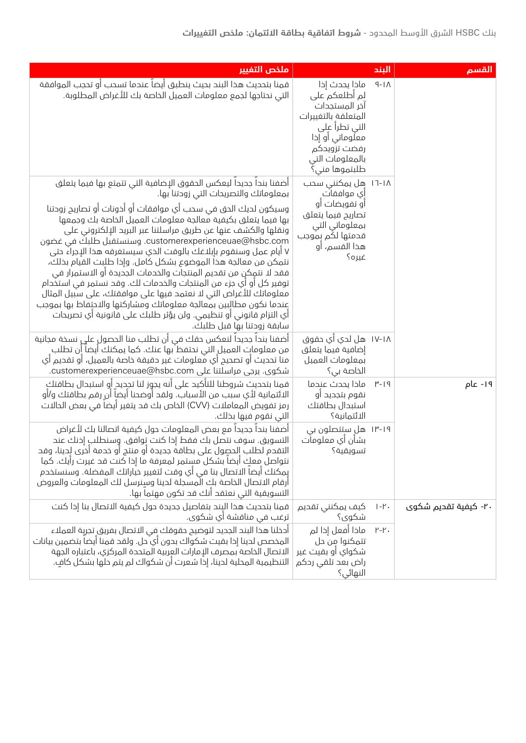| القسم | البند | ملخص التغيير |
|---|---|---|
| | ١٨-٩ ماذا يحدث إذا لم أطلعكم على آخر المستجدات المتعلقة بالتغييرات التي تطرأ على معلوماتي أو إذا رفضت تزويدكم بالمعلومات التي طلبتموها مني؟ | قمنا بتحديث هذا البند بحيث ينطبق أيضاً عندما تسحب أو تحجب الموافقة التي نحتاجها لجمع معلومات العميل الخاصة بك للأغراض المطلوبة. |
| | ١٨-١٦ هل يمكنني سحب أي موافقات أو تفويضات أو تصاريح فيما يتعلق بمعلوماتي التي قدمتها لكم بموجب هذا القسم، أو غيره؟ | أضفنا بنداً جديداً ليعكس الحقوق الإضافية التي تتمتع بها فيما يتعلق بمعلوماتك والتصريحات التي زودتنا بها. وسيكون لديك الحق في سحب أي موافقات أو أذونات أو تصاريح زودتنا بها فيما يتعلق بكيفية معالجة معلومات العميل الخاصة بك وجمعها ونقلها والكشف عنها عن طريق مراسلتنا عبر البريد الإلكتروني على customerexperienceuae@hsbc.com. وسنستقبل طلبك في غضون ٧ أيام عمل وسنقوم بإبلاغك بالوقت الذي سيستغرقه هذا الإجراء حتى نتمكن من معالجة هذا الموضوع بشكل كامل. وإذا طلبت القيام بذلك، فقد لا نتمكن من تقديم المنتجات والخدمات الجديدة أو الاستمرار في توفير كل أو أي جزء من المنتجات والخدمات لك. وقد نستمر في استخدام معلوماتك للأغراض التي لا نعتمد فيها على موافقتك، على سبيل المثال عندما نكون مطالبين بمعالجة معلوماتك ومشاركتها والاحتفاظ بها بموجب أي التزام قانوني أو تنظيمي. ولن يؤثر طلبك على قانونية أي تصريحات سابقة زودتنا بها قبل طلبك. |
| | ١٨-١٧ هل لدي أي حقوق إضافية فيما يتعلق بمعلومات العميل الخاصة بي؟ | أضفنا بنداً جديداً لنعكس حقك في أن تطلب منا الحصول على نسخة مجانية من معلومات العميل التي نحتفظ بها عنك. كما يمكنك أيضاً أن تطلب منا تحديث أو تصحيح أي معلومات غير دقيقة خاصة بالعميل، أو تقديم أي شكوى. يرجى مراسلتنا على customerexperienceuae@hsbc.com. |
| ١٩- عام | ١٩-٣ ماذا يحدث عندما نقوم بتجديد أو استبدال بطاقتك الائتمانية؟ | قمنا بتحديث شروطنا للتأكيد على أنه يجوز لنا تجديد أو استبدال بطاقتك الائتمانية لأي سبب من الأسباب. ولقد أوضحنا أيضاً أن رقم بطاقتك و/أو رمز تفويض المعاملات (CVV) الخاص بك قد يتغير أيضاً في بعض الحالات التي نقوم فيها بذلك. |
| | ١٩-١٣ هل ستتصلون بي بشأن أي معلومات تسويقية؟ | أضفنا بنداً جديداً مع بعض المعلومات حول كيفية اتصالنا بك لأغراض التسويق. سوف نتصل بك فقط إذا كنت توافق. وسنطلب إذنك عند التقدم لطلب الحصول على بطاقة جديدة أو منتج أو خدمة أخرى لدينا، وقد نتواصل معك أيضاً بشكل مستمر لمعرفة ما إذا كنت قد غيرت رأيك. كما يمكنك أيضاً الاتصال بنا في أي وقت لتغيير خياراتك المفضلة. وسنستخدم أرقام الاتصال الخاصة بك المسجلة لدينا وسنرسل لك المعلومات والعروض التسويقية التي نعتقد أنك قد تكون مهتماً بها. |
| ٢٠- كيفية تقديم شكوى | ٢٠-١ كيف يمكنني تقديم شكوى؟ | قمنا بتحديث هذا البند بتفاصيل جديدة حول كيفية الاتصال بنا إذا كنت ترغب في مناقشة أي شكوى. |
| | ٢٠-٢ ماذا أفعل إذا لم تتمكنوا من حل شكواي أو بقيت غير راض بعد تلقي ردكم النهائي؟ | أدخلنا هذا البند الجديد لتوضيح حقوقك في الاتصال بفريق تجربة العملاء المخصص لدينا إذا بقيت شكواك بدون أي حل. ولقد قمنا أيضاً بتضمين بيانات الاتصال الخاصة بمصرف الإمارات العربية المتحدة المركزي، باعتباره الجهة التنظيمية المحلية لدينا، إذا شعرت أن شكواك لم يتم حلها بشكل كافٍ. |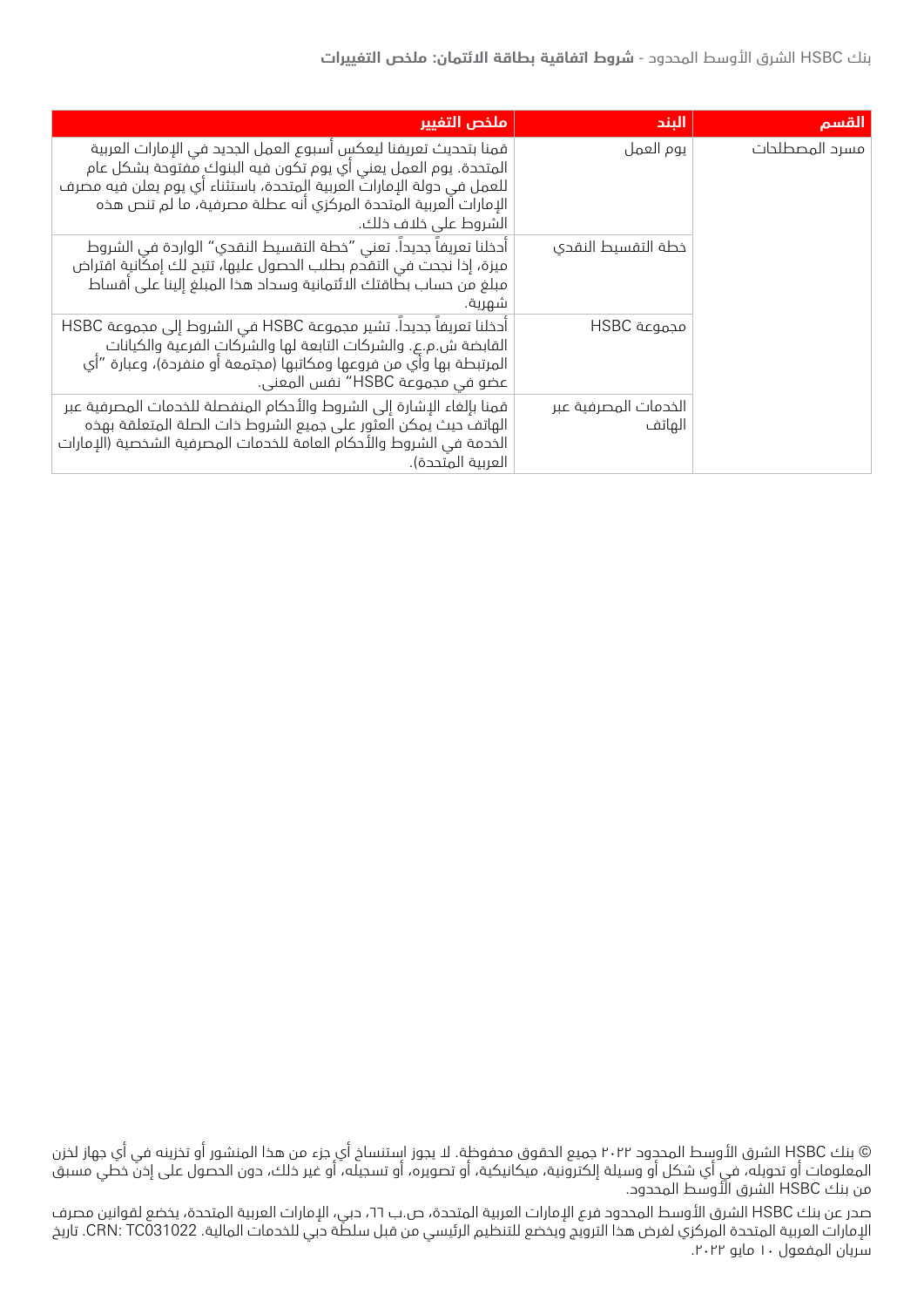| القسم | البند | ملخص التغيير |
|---|---|---|
| مسرد المصطلحات | يوم العمل | قمنا بتحديث تعريفنا ليعكس أسبوع العمل الجديد في الإمارات العربية المتحدة. يوم العمل يعني أي يوم تكون فيه البنوك مفتوحة بشكل عام للعمل في دولة الإمارات العربية المتحدة، باستثناء أي يوم يعلن فيه مصرف الإمارات العربية المتحدة المركزي أنه عطلة مصرفية، ما لم تنص هذه الشروط على خلاف ذلك. |
| | خطة التقسيط النقدي | أدخلنا تعريفاً جديداً. تعني "خطة التقسيط النقدي" الواردة في الشروط ميزة، إذا نجحت في التقدم بطلب الحصول عليها، تتيح لك إمكانية اقتراض مبلغ من حساب بطاقتك الائتمانية وسداد هذا المبلغ إلينا على أقساط شهرية. |
| | مجموعة HSBC | أدخلنا تعريفاً جديداً. تشير مجموعة HSBC في الشروط إلى مجموعة HSBC القابضة ش.م.ع. والشركات التابعة لها والشركات الفرعية والكيانات المرتبطة بها وأي من فروعها ومكاتبها (مجتمعة أو منفردة)، وعبارة "أي عضو في مجموعة HSBC" نفس المعنى. |
| | الخدمات المصرفية عبر الهاتف | قمنا بإلغاء الإشارة إلى الشروط والأحكام المنفصلة للخدمات المصرفية عبر الهاتف حيث يمكن العثور على جميع الشروط ذات الصلة المتعلقة بهذه الخدمة في الشروط والأحكام العامة للخدمات المصرفية الشخصية (الإمارات العربية المتحدة). |

© بنك HSBC الشرق الأوسط المحدود ٢٠٢٢ جميع الحقوق محفوظة. لا يجوز استنساخ أي جزء من هذا المنشور أو تخزينه في أي جهاز لخزن المعلومات أو تحويله، في أي شكل أو وسيلة إلكترونية، ميكانيكية، أو تصويره، أو تسجيله، أو غير ذلك، دون الحصول على إذن خطي مسبق من بنك HSBC الشرق الأوسط المحدود.

صدر عن بنك HSBC الشرق الأوسط المحدود فرع الإمارات العربية المتحدة، ص.ب ٦٦، دبي، الإمارات العربية المتحدة، يخضع لقوانين مصرف الإمارات العربية المتحدة المركزي لغرض هذا الترويج ويخضع للتنظيم الرئيسي من قبل سلطة دبي للخدمات المالية. CRN: TC031022. تاريخ سريان المفعول ١٠ مايو ٢٠٢٢.